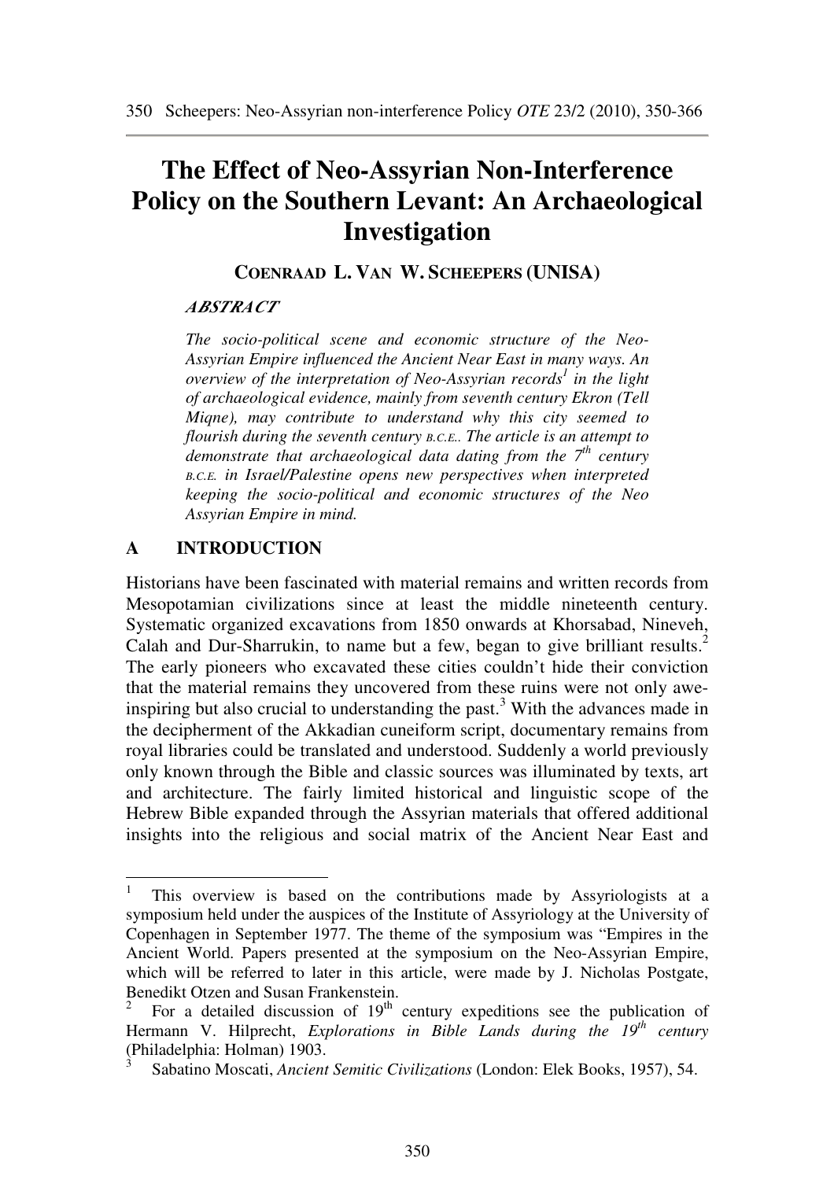# The Effect of Neo-Assyrian Non-Interference Policy on the Southern Levant: An Archaeological Investigation

**COENRAAD L. VAN W. SCHEEPERS (UNISA)**

***ABSTRACT***

*The socio-political scene and economic structure of the Neo-Assyrian Empire influenced the Ancient Near East in many ways. An overview of the interpretation of Neo-Assyrian records*[1] *in the light of archaeological evidence, mainly from seventh century Ekron (Tell Miqne), may contribute to understand why this city seemed to flourish during the seventh century B.C.E.. The article is an attempt to demonstrate that archaeological data dating from the 7th century B.C.E. in Israel/Palestine opens new perspectives when interpreted keeping the socio-political and economic structures of the Neo Assyrian Empire in mind.*

## A INTRODUCTION

Historians have been fascinated with material remains and written records from Mesopotamian civilizations since at least the middle nineteenth century. Systematic organized excavations from 1850 onwards at Khorsabad, Nineveh, Calah and Dur-Sharrukin, to name but a few, began to give brilliant results.[2] The early pioneers who excavated these cities couldn't hide their conviction that the material remains they uncovered from these ruins were not only awe-inspiring but also crucial to understanding the past.[3] With the advances made in the decipherment of the Akkadian cuneiform script, documentary remains from royal libraries could be translated and understood. Suddenly a world previously only known through the Bible and classic sources was illuminated by texts, art and architecture. The fairly limited historical and linguistic scope of the Hebrew Bible expanded through the Assyrian materials that offered additional insights into the religious and social matrix of the Ancient Near East and

---

[1] This overview is based on the contributions made by Assyriologists at a symposium held under the auspices of the Institute of Assyriology at the University of Copenhagen in September 1977. The theme of the symposium was "Empires in the Ancient World. Papers presented at the symposium on the Neo-Assyrian Empire, which will be referred to later in this article, were made by J. Nicholas Postgate, Benedikt Otzen and Susan Frankenstein.

[2] For a detailed discussion of 19th century expeditions see the publication of Hermann V. Hilprecht, *Explorations in Bible Lands during the 19th century* (Philadelphia: Holman) 1903.

[3] Sabatino Moscati, *Ancient Semitic Civilizations* (London: Elek Books, 1957), 54.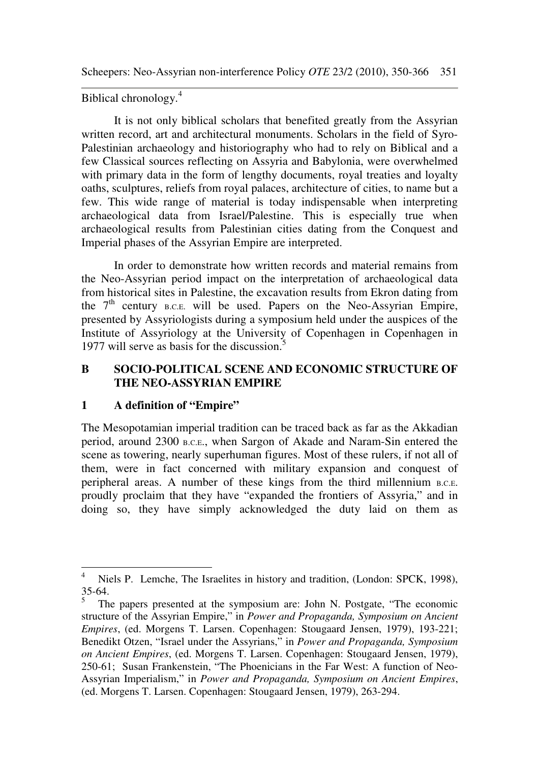Biblical chronology.[4]

It is not only biblical scholars that benefited greatly from the Assyrian written record, art and architectural monuments. Scholars in the field of Syro-Palestinian archaeology and historiography who had to rely on Biblical and a few Classical sources reflecting on Assyria and Babylonia, were overwhelmed with primary data in the form of lengthy documents, royal treaties and loyalty oaths, sculptures, reliefs from royal palaces, architecture of cities, to name but a few. This wide range of material is today indispensable when interpreting archaeological data from Israel/Palestine. This is especially true when archaeological results from Palestinian cities dating from the Conquest and Imperial phases of the Assyrian Empire are interpreted.

In order to demonstrate how written records and material remains from the Neo-Assyrian period impact on the interpretation of archaeological data from historical sites in Palestine, the excavation results from Ekron dating from the 7th century B.C.E. will be used. Papers on the Neo-Assyrian Empire, presented by Assyriologists during a symposium held under the auspices of the Institute of Assyriology at the University of Copenhagen in Copenhagen in 1977 will serve as basis for the discussion.[5]

## B SOCIO-POLITICAL SCENE AND ECONOMIC STRUCTURE OF THE NEO-ASSYRIAN EMPIRE

### 1 A definition of "Empire"

The Mesopotamian imperial tradition can be traced back as far as the Akkadian period, around 2300 B.C.E., when Sargon of Akade and Naram-Sin entered the scene as towering, nearly superhuman figures. Most of these rulers, if not all of them, were in fact concerned with military expansion and conquest of peripheral areas. A number of these kings from the third millennium B.C.E. proudly proclaim that they have "expanded the frontiers of Assyria," and in doing so, they have simply acknowledged the duty laid on them as

---

[4] Niels P. Lemche, The Israelites in history and tradition, (London: SPCK, 1998), 35-64.

[5] The papers presented at the symposium are: John N. Postgate, "The economic structure of the Assyrian Empire," in *Power and Propaganda, Symposium on Ancient Empires*, (ed. Morgens T. Larsen. Copenhagen: Stougaard Jensen, 1979), 193-221; Benedikt Otzen, "Israel under the Assyrians," in *Power and Propaganda, Symposium on Ancient Empires*, (ed. Morgens T. Larsen. Copenhagen: Stougaard Jensen, 1979), 250-61; Susan Frankenstein, "The Phoenicians in the Far West: A function of Neo-Assyrian Imperialism," in *Power and Propaganda, Symposium on Ancient Empires*, (ed. Morgens T. Larsen. Copenhagen: Stougaard Jensen, 1979), 263-294.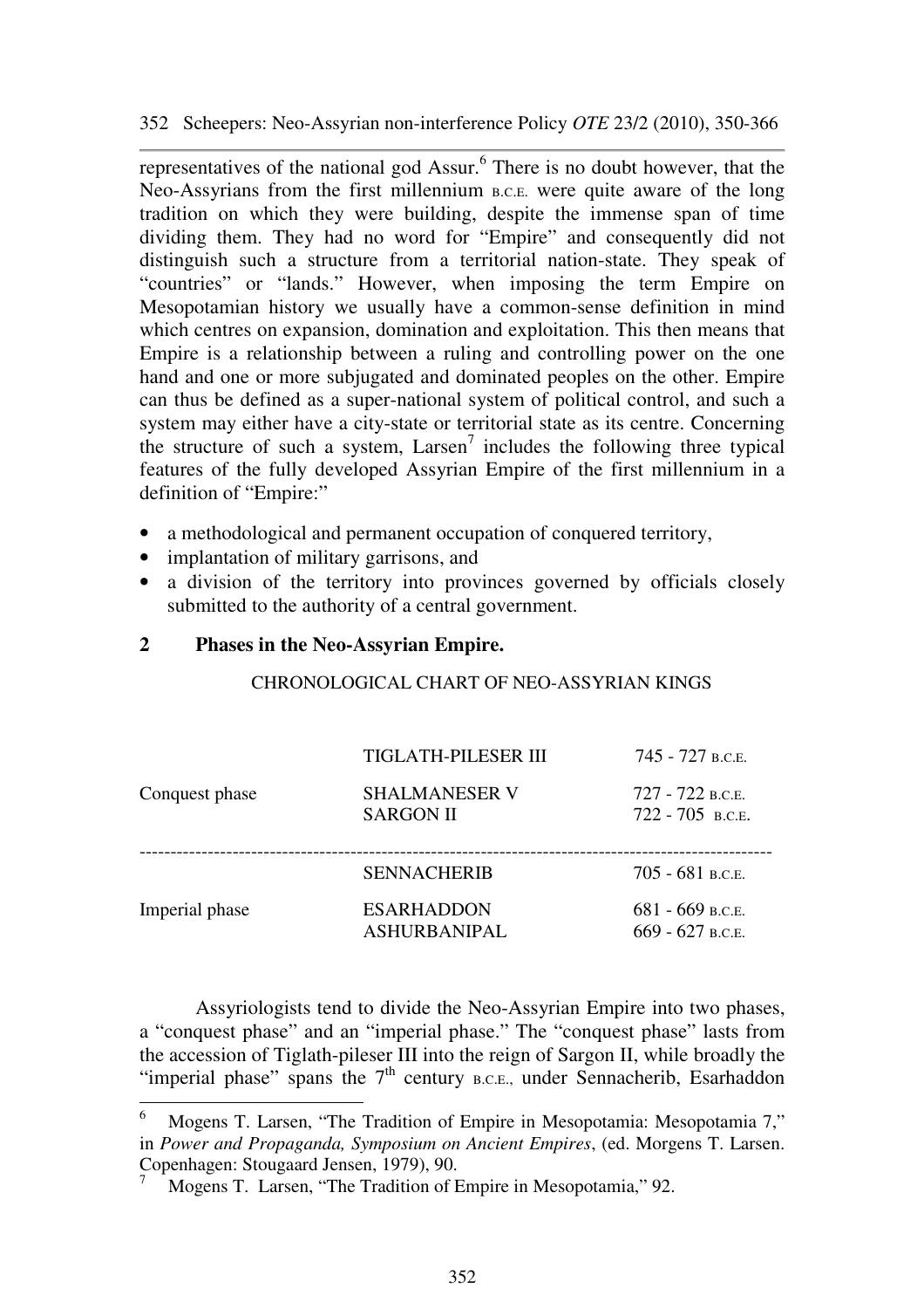representatives of the national god Assur.[6] There is no doubt however, that the Neo-Assyrians from the first millennium B.C.E. were quite aware of the long tradition on which they were building, despite the immense span of time dividing them. They had no word for "Empire" and consequently did not distinguish such a structure from a territorial nation-state. They speak of "countries" or "lands." However, when imposing the term Empire on Mesopotamian history we usually have a common-sense definition in mind which centres on expansion, domination and exploitation. This then means that Empire is a relationship between a ruling and controlling power on the one hand and one or more subjugated and dominated peoples on the other. Empire can thus be defined as a super-national system of political control, and such a system may either have a city-state or territorial state as its centre. Concerning the structure of such a system, Larsen[7] includes the following three typical features of the fully developed Assyrian Empire of the first millennium in a definition of "Empire:"

- a methodological and permanent occupation of conquered territory,
- implantation of military garrisons, and
- a division of the territory into provinces governed by officials closely submitted to the authority of a central government.

## 2 Phases in the Neo-Assyrian Empire.

CHRONOLOGICAL CHART OF NEO-ASSYRIAN KINGS

| Phase | King | Reign |
|---|---|---|
| Conquest phase | TIGLATH-PILESER III | 745 - 727 B.C.E. |
| | SHALMANESER V | 727 - 722 B.C.E. |
| | SARGON II | 722 - 705 B.C.E. |
| Imperial phase | SENNACHERIB | 705 - 681 B.C.E. |
| | ESARHADDON | 681 - 669 B.C.E. |
| | ASHURBANIPAL | 669 - 627 B.C.E. |

Assyriologists tend to divide the Neo-Assyrian Empire into two phases, a "conquest phase" and an "imperial phase." The "conquest phase" lasts from the accession of Tiglath-pileser III into the reign of Sargon II, while broadly the "imperial phase" spans the 7th century B.C.E., under Sennacherib, Esarhaddon

---

[6] Mogens T. Larsen, "The Tradition of Empire in Mesopotamia: Mesopotamia 7," in *Power and Propaganda, Symposium on Ancient Empires*, (ed. Morgens T. Larsen. Copenhagen: Stougaard Jensen, 1979), 90.

[7] Mogens T. Larsen, "The Tradition of Empire in Mesopotamia," 92.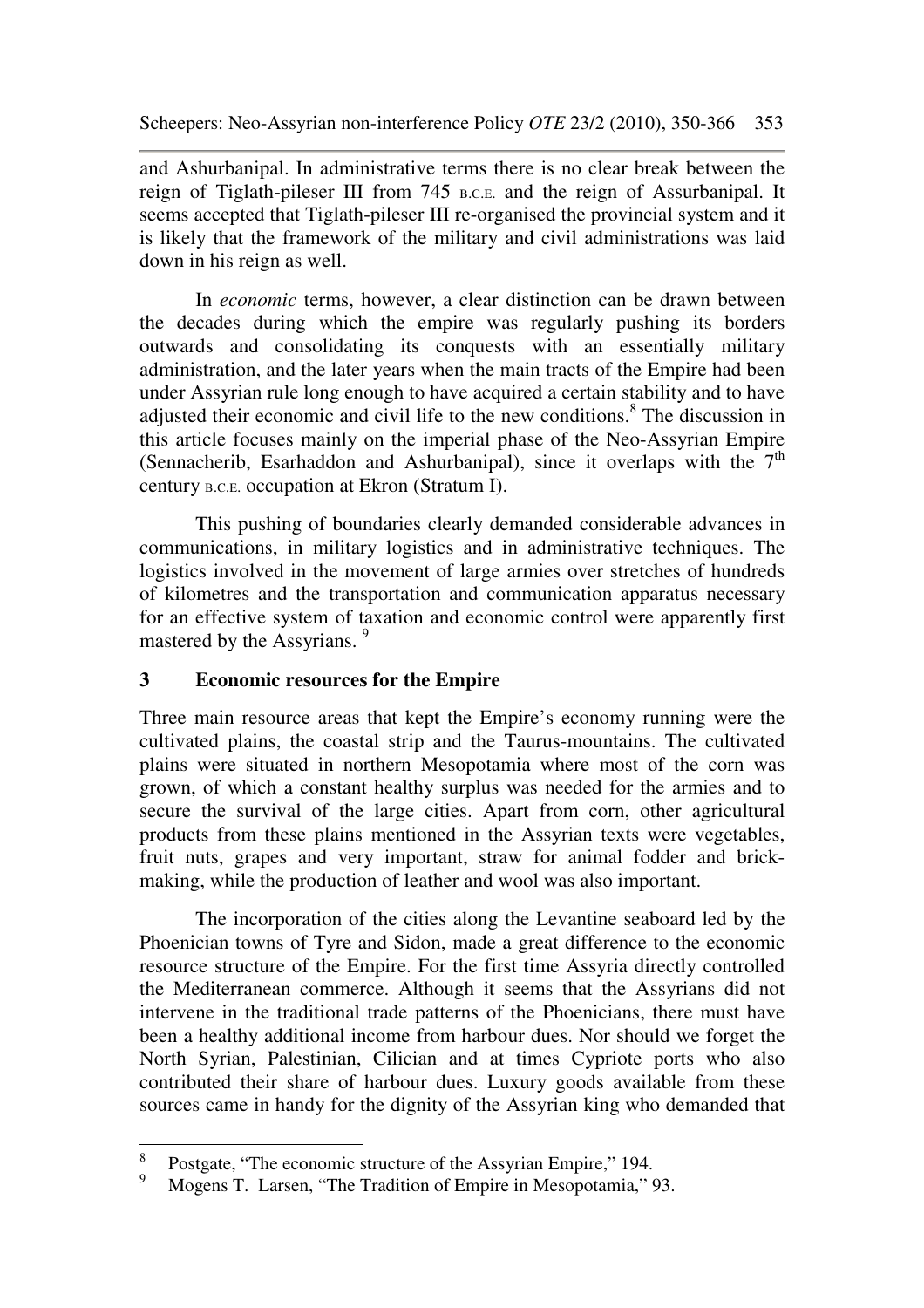and Ashurbanipal. In administrative terms there is no clear break between the reign of Tiglath-pileser III from 745 B.C.E. and the reign of Assurbanipal. It seems accepted that Tiglath-pileser III re-organised the provincial system and it is likely that the framework of the military and civil administrations was laid down in his reign as well.

In *economic* terms, however, a clear distinction can be drawn between the decades during which the empire was regularly pushing its borders outwards and consolidating its conquests with an essentially military administration, and the later years when the main tracts of the Empire had been under Assyrian rule long enough to have acquired a certain stability and to have adjusted their economic and civil life to the new conditions.[8] The discussion in this article focuses mainly on the imperial phase of the Neo-Assyrian Empire (Sennacherib, Esarhaddon and Ashurbanipal), since it overlaps with the 7th century B.C.E. occupation at Ekron (Stratum I).

This pushing of boundaries clearly demanded considerable advances in communications, in military logistics and in administrative techniques. The logistics involved in the movement of large armies over stretches of hundreds of kilometres and the transportation and communication apparatus necessary for an effective system of taxation and economic control were apparently first mastered by the Assyrians. [9]

## 3 Economic resources for the Empire

Three main resource areas that kept the Empire's economy running were the cultivated plains, the coastal strip and the Taurus-mountains. The cultivated plains were situated in northern Mesopotamia where most of the corn was grown, of which a constant healthy surplus was needed for the armies and to secure the survival of the large cities. Apart from corn, other agricultural products from these plains mentioned in the Assyrian texts were vegetables, fruit nuts, grapes and very important, straw for animal fodder and brick-making, while the production of leather and wool was also important.

The incorporation of the cities along the Levantine seaboard led by the Phoenician towns of Tyre and Sidon, made a great difference to the economic resource structure of the Empire. For the first time Assyria directly controlled the Mediterranean commerce. Although it seems that the Assyrians did not intervene in the traditional trade patterns of the Phoenicians, there must have been a healthy additional income from harbour dues. Nor should we forget the North Syrian, Palestinian, Cilician and at times Cypriote ports who also contributed their share of harbour dues. Luxury goods available from these sources came in handy for the dignity of the Assyrian king who demanded that

---

[8] Postgate, "The economic structure of the Assyrian Empire," 194.

[9] Mogens T. Larsen, "The Tradition of Empire in Mesopotamia," 93.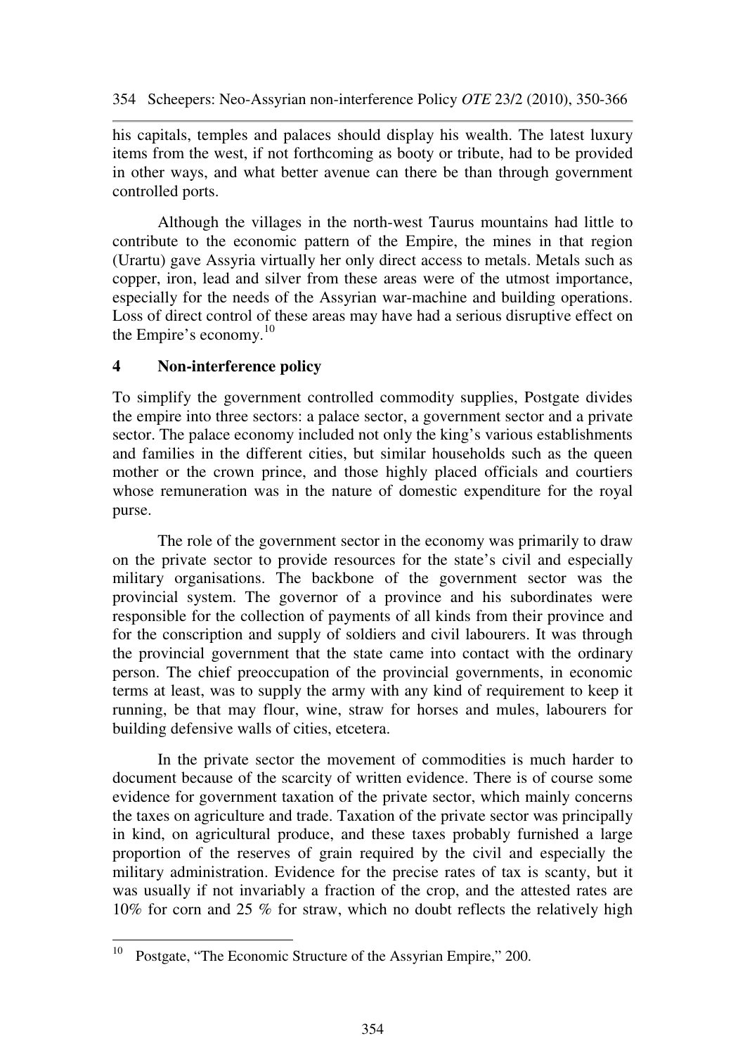his capitals, temples and palaces should display his wealth. The latest luxury items from the west, if not forthcoming as booty or tribute, had to be provided in other ways, and what better avenue can there be than through government controlled ports.

Although the villages in the north-west Taurus mountains had little to contribute to the economic pattern of the Empire, the mines in that region (Urartu) gave Assyria virtually her only direct access to metals. Metals such as copper, iron, lead and silver from these areas were of the utmost importance, especially for the needs of the Assyrian war-machine and building operations. Loss of direct control of these areas may have had a serious disruptive effect on the Empire's economy.[10]

## 4 Non-interference policy

To simplify the government controlled commodity supplies, Postgate divides the empire into three sectors: a palace sector, a government sector and a private sector. The palace economy included not only the king's various establishments and families in the different cities, but similar households such as the queen mother or the crown prince, and those highly placed officials and courtiers whose remuneration was in the nature of domestic expenditure for the royal purse.

The role of the government sector in the economy was primarily to draw on the private sector to provide resources for the state's civil and especially military organisations. The backbone of the government sector was the provincial system. The governor of a province and his subordinates were responsible for the collection of payments of all kinds from their province and for the conscription and supply of soldiers and civil labourers. It was through the provincial government that the state came into contact with the ordinary person. The chief preoccupation of the provincial governments, in economic terms at least, was to supply the army with any kind of requirement to keep it running, be that may flour, wine, straw for horses and mules, labourers for building defensive walls of cities, etcetera.

In the private sector the movement of commodities is much harder to document because of the scarcity of written evidence. There is of course some evidence for government taxation of the private sector, which mainly concerns the taxes on agriculture and trade. Taxation of the private sector was principally in kind, on agricultural produce, and these taxes probably furnished a large proportion of the reserves of grain required by the civil and especially the military administration. Evidence for the precise rates of tax is scanty, but it was usually if not invariably a fraction of the crop, and the attested rates are 10% for corn and 25 % for straw, which no doubt reflects the relatively high

---

[10] Postgate, "The Economic Structure of the Assyrian Empire," 200.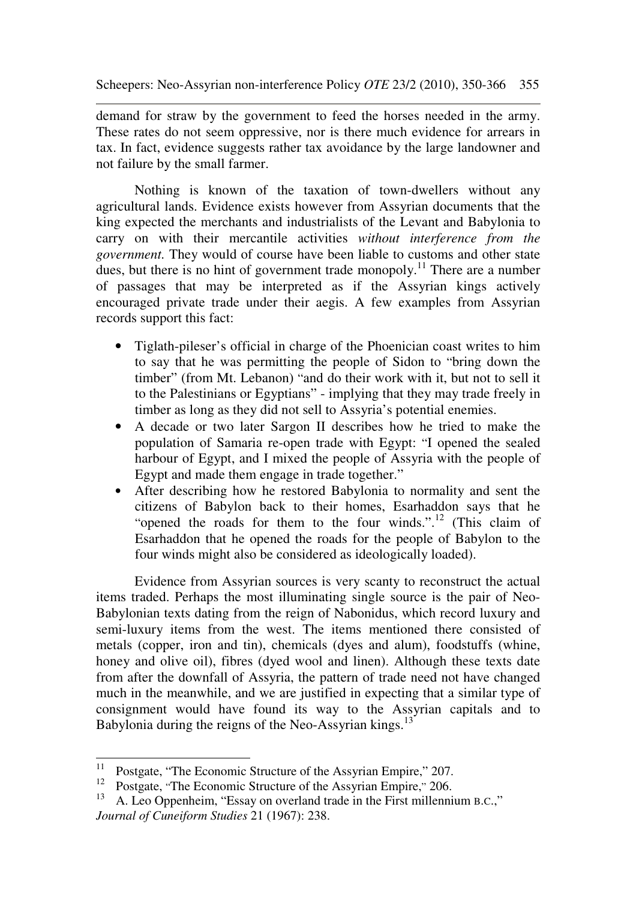demand for straw by the government to feed the horses needed in the army. These rates do not seem oppressive, nor is there much evidence for arrears in tax. In fact, evidence suggests rather tax avoidance by the large landowner and not failure by the small farmer.

Nothing is known of the taxation of town-dwellers without any agricultural lands. Evidence exists however from Assyrian documents that the king expected the merchants and industrialists of the Levant and Babylonia to carry on with their mercantile activities *without interference from the government.* They would of course have been liable to customs and other state dues, but there is no hint of government trade monopoly.[11] There are a number of passages that may be interpreted as if the Assyrian kings actively encouraged private trade under their aegis. A few examples from Assyrian records support this fact:

- Tiglath-pileser's official in charge of the Phoenician coast writes to him to say that he was permitting the people of Sidon to "bring down the timber" (from Mt. Lebanon) "and do their work with it, but not to sell it to the Palestinians or Egyptians" - implying that they may trade freely in timber as long as they did not sell to Assyria's potential enemies.
- A decade or two later Sargon II describes how he tried to make the population of Samaria re-open trade with Egypt: "I opened the sealed harbour of Egypt, and I mixed the people of Assyria with the people of Egypt and made them engage in trade together."
- After describing how he restored Babylonia to normality and sent the citizens of Babylon back to their homes, Esarhaddon says that he "opened the roads for them to the four winds.".[12] (This claim of Esarhaddon that he opened the roads for the people of Babylon to the four winds might also be considered as ideologically loaded).

Evidence from Assyrian sources is very scanty to reconstruct the actual items traded. Perhaps the most illuminating single source is the pair of Neo-Babylonian texts dating from the reign of Nabonidus, which record luxury and semi-luxury items from the west. The items mentioned there consisted of metals (copper, iron and tin), chemicals (dyes and alum), foodstuffs (whine, honey and olive oil), fibres (dyed wool and linen). Although these texts date from after the downfall of Assyria, the pattern of trade need not have changed much in the meanwhile, and we are justified in expecting that a similar type of consignment would have found its way to the Assyrian capitals and to Babylonia during the reigns of the Neo-Assyrian kings.[13]

---

[11] Postgate, "The Economic Structure of the Assyrian Empire," 207.

[12] Postgate, "The Economic Structure of the Assyrian Empire," 206.

[13] A. Leo Oppenheim, "Essay on overland trade in the First millennium B.C.," *Journal of Cuneiform Studies* 21 (1967): 238.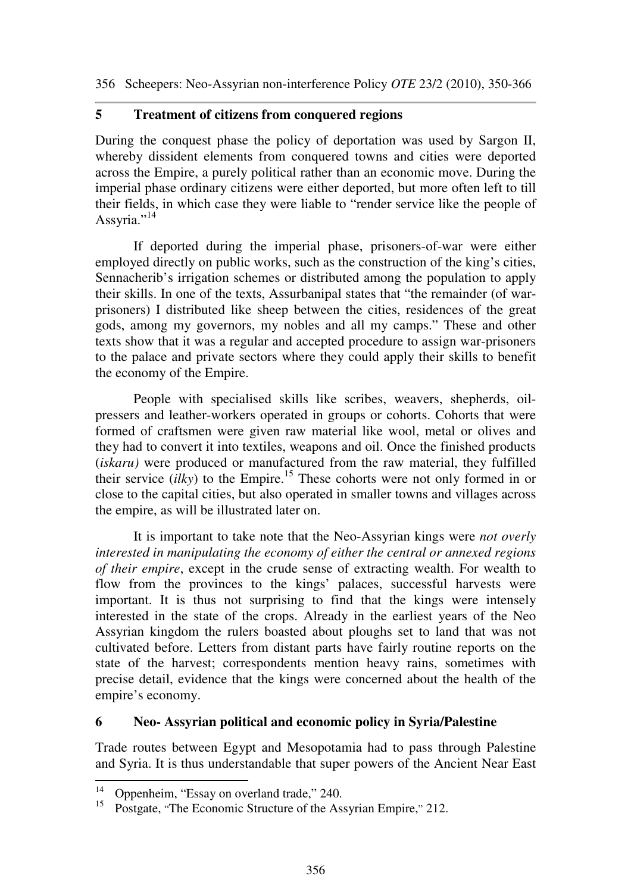## 5 Treatment of citizens from conquered regions

During the conquest phase the policy of deportation was used by Sargon II, whereby dissident elements from conquered towns and cities were deported across the Empire, a purely political rather than an economic move. During the imperial phase ordinary citizens were either deported, but more often left to till their fields, in which case they were liable to "render service like the people of Assyria."[14]

If deported during the imperial phase, prisoners-of-war were either employed directly on public works, such as the construction of the king's cities, Sennacherib's irrigation schemes or distributed among the population to apply their skills. In one of the texts, Assurbanipal states that "the remainder (of war-prisoners) I distributed like sheep between the cities, residences of the great gods, among my governors, my nobles and all my camps." These and other texts show that it was a regular and accepted procedure to assign war-prisoners to the palace and private sectors where they could apply their skills to benefit the economy of the Empire.

People with specialised skills like scribes, weavers, shepherds, oil-pressers and leather-workers operated in groups or cohorts. Cohorts that were formed of craftsmen were given raw material like wool, metal or olives and they had to convert it into textiles, weapons and oil. Once the finished products (*iskaru)* were produced or manufactured from the raw material, they fulfilled their service (*ilky*) to the Empire.[15] These cohorts were not only formed in or close to the capital cities, but also operated in smaller towns and villages across the empire, as will be illustrated later on.

It is important to take note that the Neo-Assyrian kings were *not overly interested in manipulating the economy of either the central or annexed regions of their empire*, except in the crude sense of extracting wealth. For wealth to flow from the provinces to the kings' palaces, successful harvests were important. It is thus not surprising to find that the kings were intensely interested in the state of the crops. Already in the earliest years of the Neo Assyrian kingdom the rulers boasted about ploughs set to land that was not cultivated before. Letters from distant parts have fairly routine reports on the state of the harvest; correspondents mention heavy rains, sometimes with precise detail, evidence that the kings were concerned about the health of the empire's economy.

## 6 Neo- Assyrian political and economic policy in Syria/Palestine

Trade routes between Egypt and Mesopotamia had to pass through Palestine and Syria. It is thus understandable that super powers of the Ancient Near East

---

[14] Oppenheim, "Essay on overland trade," 240.

[15] Postgate, "The Economic Structure of the Assyrian Empire," 212.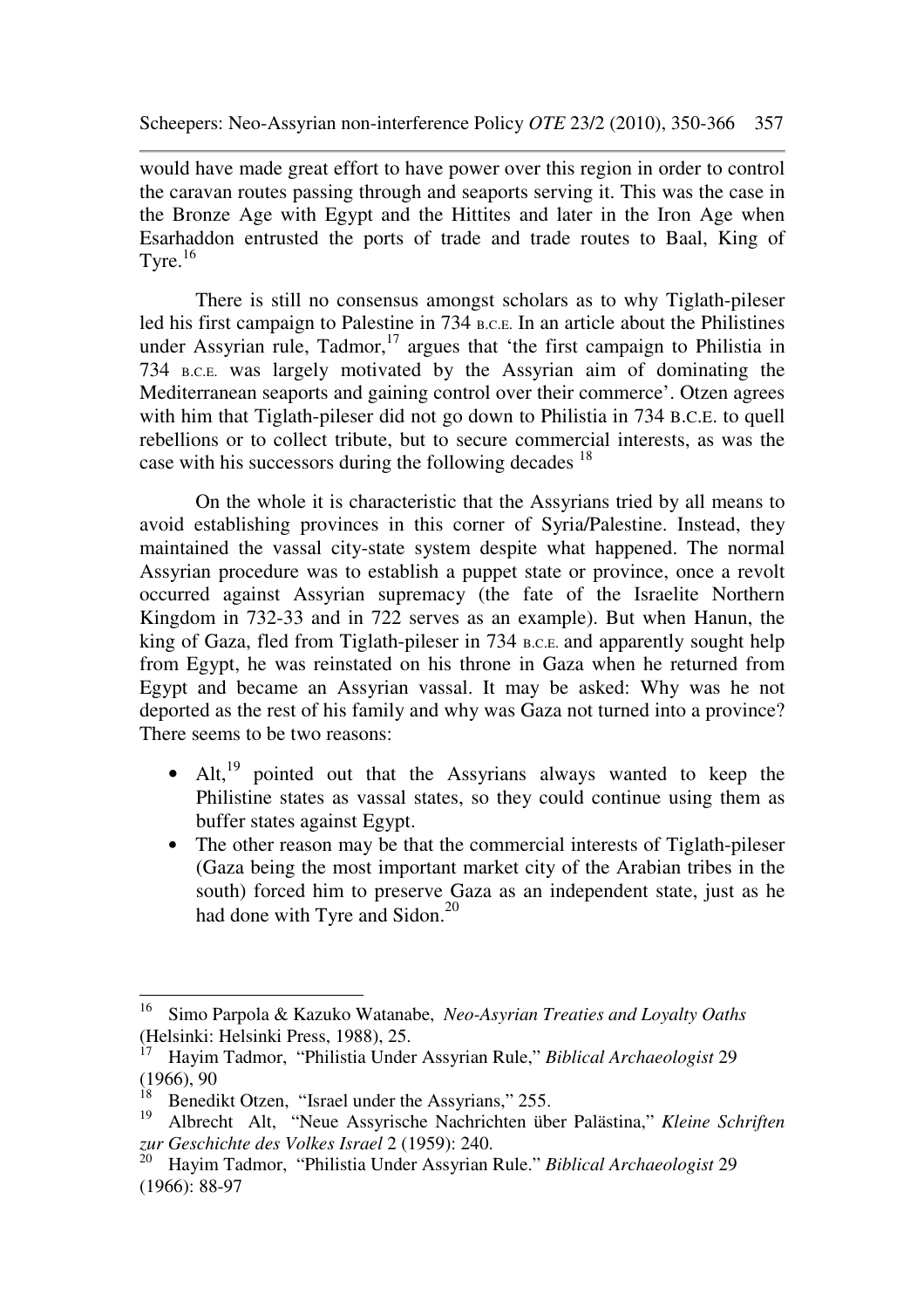would have made great effort to have power over this region in order to control the caravan routes passing through and seaports serving it. This was the case in the Bronze Age with Egypt and the Hittites and later in the Iron Age when Esarhaddon entrusted the ports of trade and trade routes to Baal, King of Tyre.[16]

There is still no consensus amongst scholars as to why Tiglath-pileser led his first campaign to Palestine in 734 B.C.E. In an article about the Philistines under Assyrian rule, Tadmor,[17] argues that 'the first campaign to Philistia in 734 B.C.E. was largely motivated by the Assyrian aim of dominating the Mediterranean seaports and gaining control over their commerce'. Otzen agrees with him that Tiglath-pileser did not go down to Philistia in 734 B.C.E. to quell rebellions or to collect tribute, but to secure commercial interests, as was the case with his successors during the following decades [18]

On the whole it is characteristic that the Assyrians tried by all means to avoid establishing provinces in this corner of Syria/Palestine. Instead, they maintained the vassal city-state system despite what happened. The normal Assyrian procedure was to establish a puppet state or province, once a revolt occurred against Assyrian supremacy (the fate of the Israelite Northern Kingdom in 732-33 and in 722 serves as an example). But when Hanun, the king of Gaza, fled from Tiglath-pileser in 734 B.C.E. and apparently sought help from Egypt, he was reinstated on his throne in Gaza when he returned from Egypt and became an Assyrian vassal. It may be asked: Why was he not deported as the rest of his family and why was Gaza not turned into a province? There seems to be two reasons:

- Alt,[19] pointed out that the Assyrians always wanted to keep the Philistine states as vassal states, so they could continue using them as buffer states against Egypt.
- The other reason may be that the commercial interests of Tiglath-pileser (Gaza being the most important market city of the Arabian tribes in the south) forced him to preserve Gaza as an independent state, just as he had done with Tyre and Sidon.[20]

---

[16] Simo Parpola & Kazuko Watanabe, *Neo-Asyrian Treaties and Loyalty Oaths* (Helsinki: Helsinki Press, 1988), 25.

[17] Hayim Tadmor, "Philistia Under Assyrian Rule," *Biblical Archaeologist* 29 (1966), 90

[18] Benedikt Otzen, "Israel under the Assyrians," 255.

[19] Albrecht Alt, "Neue Assyrische Nachrichten über Palästina," *Kleine Schriften zur Geschichte des Volkes Israel* 2 (1959): 240.

[20] Hayim Tadmor, "Philistia Under Assyrian Rule." *Biblical Archaeologist* 29 (1966): 88-97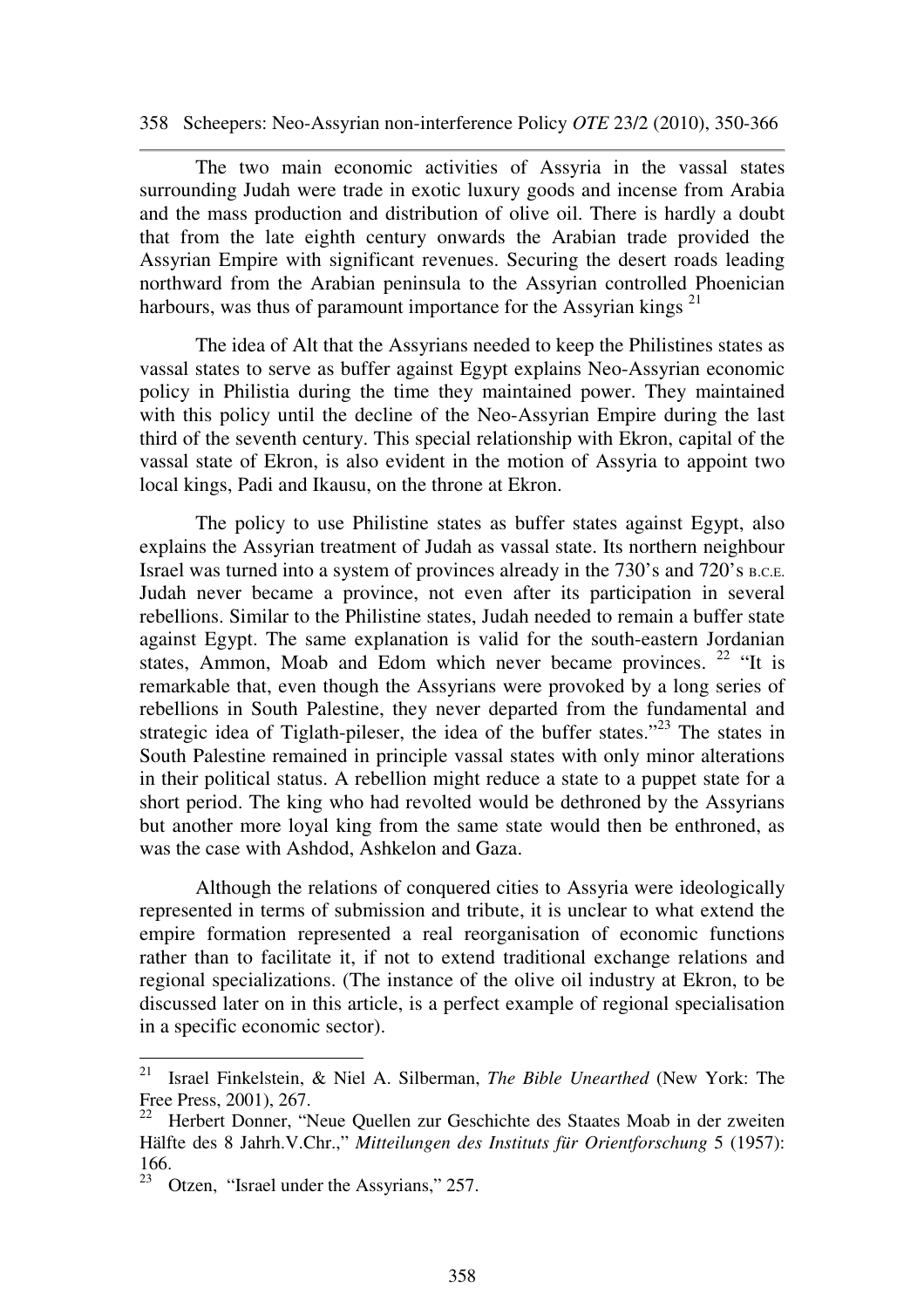The two main economic activities of Assyria in the vassal states surrounding Judah were trade in exotic luxury goods and incense from Arabia and the mass production and distribution of olive oil. There is hardly a doubt that from the late eighth century onwards the Arabian trade provided the Assyrian Empire with significant revenues. Securing the desert roads leading northward from the Arabian peninsula to the Assyrian controlled Phoenician harbours, was thus of paramount importance for the Assyrian kings [21]

The idea of Alt that the Assyrians needed to keep the Philistines states as vassal states to serve as buffer against Egypt explains Neo-Assyrian economic policy in Philistia during the time they maintained power. They maintained with this policy until the decline of the Neo-Assyrian Empire during the last third of the seventh century. This special relationship with Ekron, capital of the vassal state of Ekron, is also evident in the motion of Assyria to appoint two local kings, Padi and Ikausu, on the throne at Ekron.

The policy to use Philistine states as buffer states against Egypt, also explains the Assyrian treatment of Judah as vassal state. Its northern neighbour Israel was turned into a system of provinces already in the 730's and 720's B.C.E. Judah never became a province, not even after its participation in several rebellions. Similar to the Philistine states, Judah needed to remain a buffer state against Egypt. The same explanation is valid for the south-eastern Jordanian states, Ammon, Moab and Edom which never became provinces. [22] "It is remarkable that, even though the Assyrians were provoked by a long series of rebellions in South Palestine, they never departed from the fundamental and strategic idea of Tiglath-pileser, the idea of the buffer states."[23] The states in South Palestine remained in principle vassal states with only minor alterations in their political status. A rebellion might reduce a state to a puppet state for a short period. The king who had revolted would be dethroned by the Assyrians but another more loyal king from the same state would then be enthroned, as was the case with Ashdod, Ashkelon and Gaza.

Although the relations of conquered cities to Assyria were ideologically represented in terms of submission and tribute, it is unclear to what extend the empire formation represented a real reorganisation of economic functions rather than to facilitate it, if not to extend traditional exchange relations and regional specializations. (The instance of the olive oil industry at Ekron, to be discussed later on in this article, is a perfect example of regional specialisation in a specific economic sector).

---

[21] Israel Finkelstein, & Niel A. Silberman, *The Bible Unearthed* (New York: The Free Press, 2001), 267.

[22] Herbert Donner, "Neue Quellen zur Geschichte des Staates Moab in der zweiten Hälfte des 8 Jahrh.V.Chr.," *Mitteilungen des Instituts für Orientforschung* 5 (1957): 166.

[23] Otzen, "Israel under the Assyrians," 257.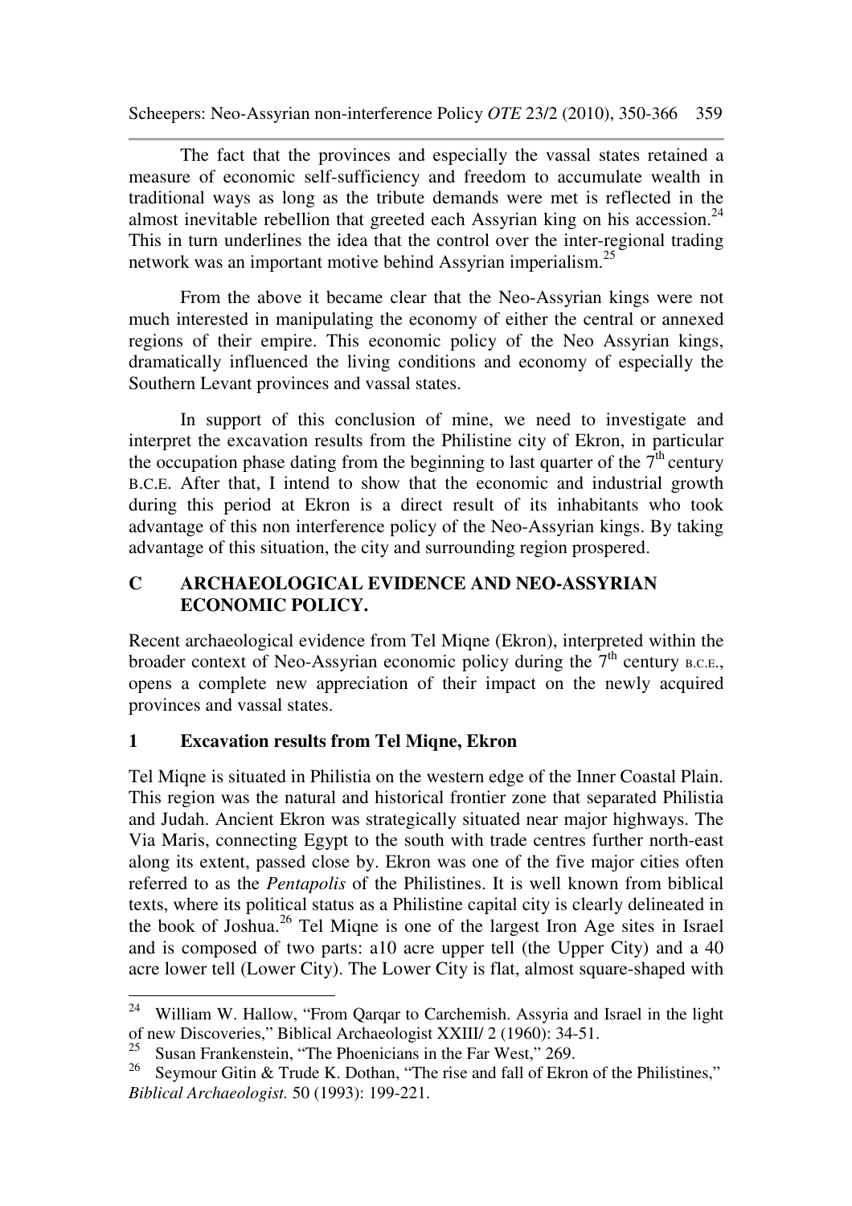The fact that the provinces and especially the vassal states retained a measure of economic self-sufficiency and freedom to accumulate wealth in traditional ways as long as the tribute demands were met is reflected in the almost inevitable rebellion that greeted each Assyrian king on his accession.[24] This in turn underlines the idea that the control over the inter-regional trading network was an important motive behind Assyrian imperialism.[25]

From the above it became clear that the Neo-Assyrian kings were not much interested in manipulating the economy of either the central or annexed regions of their empire. This economic policy of the Neo Assyrian kings, dramatically influenced the living conditions and economy of especially the Southern Levant provinces and vassal states.

In support of this conclusion of mine, we need to investigate and interpret the excavation results from the Philistine city of Ekron, in particular the occupation phase dating from the beginning to last quarter of the $7^{th}$ century B.C.E. After that, I intend to show that the economic and industrial growth during this period at Ekron is a direct result of its inhabitants who took advantage of this non interference policy of the Neo-Assyrian kings. By taking advantage of this situation, the city and surrounding region prospered.

## C ARCHAEOLOGICAL EVIDENCE AND NEO-ASSYRIAN ECONOMIC POLICY.

Recent archaeological evidence from Tel Miqne (Ekron), interpreted within the broader context of Neo-Assyrian economic policy during the $7^{th}$ century B.C.E., opens a complete new appreciation of their impact on the newly acquired provinces and vassal states.

### 1 Excavation results from Tel Miqne, Ekron

Tel Miqne is situated in Philistia on the western edge of the Inner Coastal Plain. This region was the natural and historical frontier zone that separated Philistia and Judah. Ancient Ekron was strategically situated near major highways. The Via Maris, connecting Egypt to the south with trade centres further north-east along its extent, passed close by. Ekron was one of the five major cities often referred to as the *Pentapolis* of the Philistines. It is well known from biblical texts, where its political status as a Philistine capital city is clearly delineated in the book of Joshua.[26] Tel Miqne is one of the largest Iron Age sites in Israel and is composed of two parts: a10 acre upper tell (the Upper City) and a 40 acre lower tell (Lower City). The Lower City is flat, almost square-shaped with

---

[24] William W. Hallow, "From Qarqar to Carchemish. Assyria and Israel in the light of new Discoveries," Biblical Archaeologist XXIII/ 2 (1960): 34-51.

[25] Susan Frankenstein, "The Phoenicians in the Far West," 269.

[26] Seymour Gitin & Trude K. Dothan, "The rise and fall of Ekron of the Philistines," *Biblical Archaeologist.* 50 (1993): 199-221.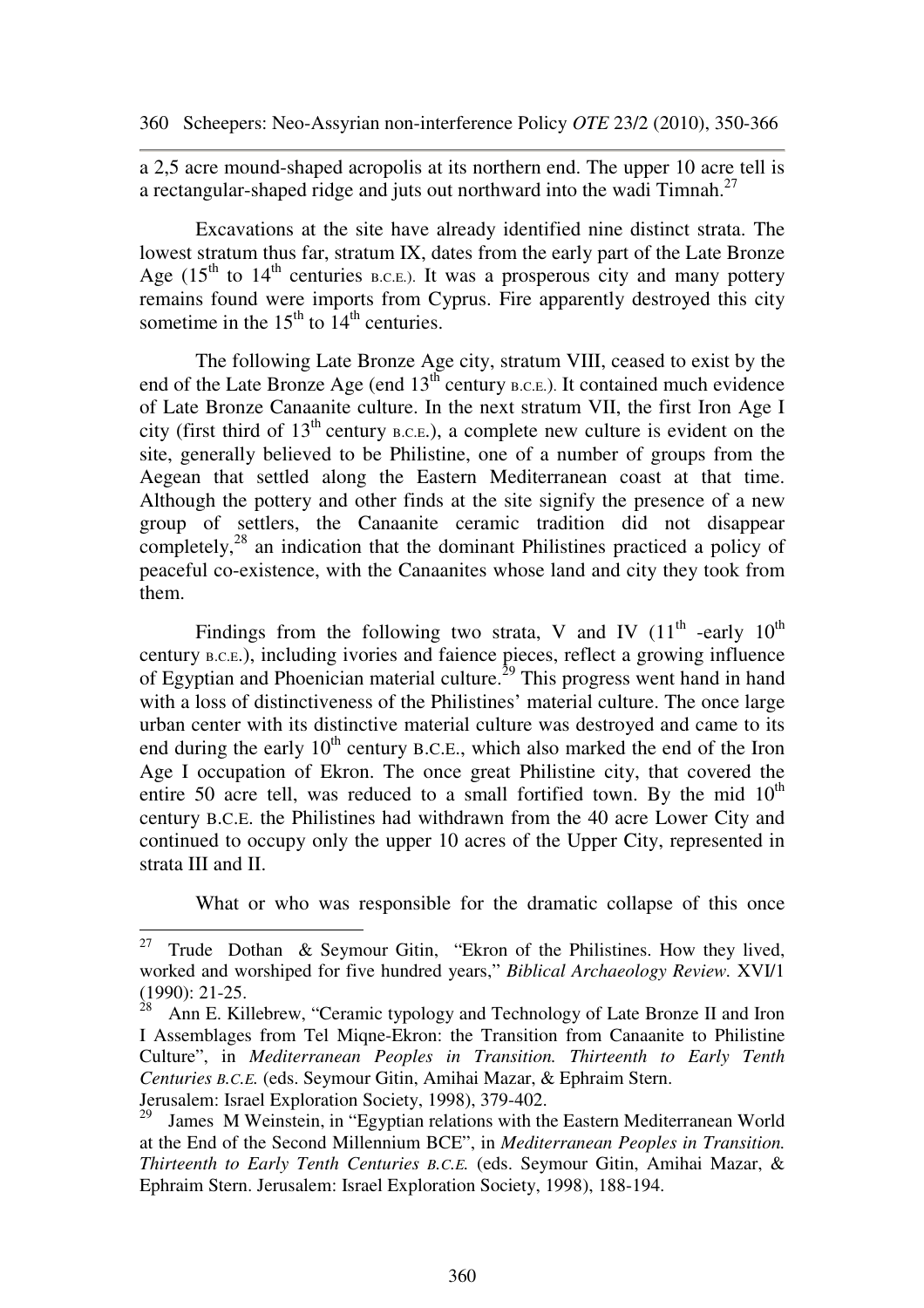a 2,5 acre mound-shaped acropolis at its northern end. The upper 10 acre tell is a rectangular-shaped ridge and juts out northward into the wadi Timnah.[27]

Excavations at the site have already identified nine distinct strata. The lowest stratum thus far, stratum IX, dates from the early part of the Late Bronze Age (15th to 14th centuries B.C.E.). It was a prosperous city and many pottery remains found were imports from Cyprus. Fire apparently destroyed this city sometime in the 15th to 14th centuries.

The following Late Bronze Age city, stratum VIII, ceased to exist by the end of the Late Bronze Age (end 13th century B.C.E.). It contained much evidence of Late Bronze Canaanite culture. In the next stratum VII, the first Iron Age I city (first third of 13th century B.C.E.), a complete new culture is evident on the site, generally believed to be Philistine, one of a number of groups from the Aegean that settled along the Eastern Mediterranean coast at that time. Although the pottery and other finds at the site signify the presence of a new group of settlers, the Canaanite ceramic tradition did not disappear completely,[28] an indication that the dominant Philistines practiced a policy of peaceful co-existence, with the Canaanites whose land and city they took from them.

Findings from the following two strata, V and IV (11th -early 10th century B.C.E.), including ivories and faience pieces, reflect a growing influence of Egyptian and Phoenician material culture.[29] This progress went hand in hand with a loss of distinctiveness of the Philistines' material culture. The once large urban center with its distinctive material culture was destroyed and came to its end during the early 10th century B.C.E., which also marked the end of the Iron Age I occupation of Ekron. The once great Philistine city, that covered the entire 50 acre tell, was reduced to a small fortified town. By the mid 10th century B.C.E. the Philistines had withdrawn from the 40 acre Lower City and continued to occupy only the upper 10 acres of the Upper City, represented in strata III and II.

What or who was responsible for the dramatic collapse of this once

---

[27] Trude Dothan & Seymour Gitin, "Ekron of the Philistines. How they lived, worked and worshiped for five hundred years," *Biblical Archaeology Review.* XVI/1 (1990): 21-25.

[28] Ann E. Killebrew, "Ceramic typology and Technology of Late Bronze II and Iron I Assemblages from Tel Miqne-Ekron: the Transition from Canaanite to Philistine Culture", in *Mediterranean Peoples in Transition. Thirteenth to Early Tenth Centuries B.C.E.* (eds. Seymour Gitin, Amihai Mazar, & Ephraim Stern. Jerusalem: Israel Exploration Society, 1998), 379-402.

[29] James M Weinstein, in "Egyptian relations with the Eastern Mediterranean World at the End of the Second Millennium BCE", in *Mediterranean Peoples in Transition. Thirteenth to Early Tenth Centuries B.C.E.* (eds. Seymour Gitin, Amihai Mazar, & Ephraim Stern. Jerusalem: Israel Exploration Society, 1998), 188-194.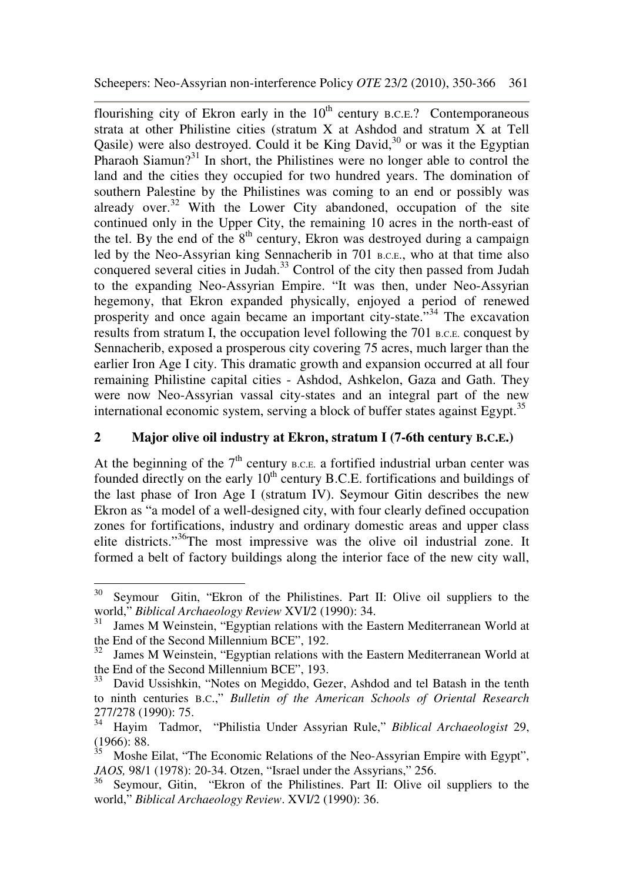flourishing city of Ekron early in the 10th century B.C.E.? Contemporaneous strata at other Philistine cities (stratum X at Ashdod and stratum X at Tell Qasile) were also destroyed. Could it be King David,[30] or was it the Egyptian Pharaoh Siamun?[31] In short, the Philistines were no longer able to control the land and the cities they occupied for two hundred years. The domination of southern Palestine by the Philistines was coming to an end or possibly was already over.[32] With the Lower City abandoned, occupation of the site continued only in the Upper City, the remaining 10 acres in the north-east of the tel. By the end of the 8th century, Ekron was destroyed during a campaign led by the Neo-Assyrian king Sennacherib in 701 B.C.E., who at that time also conquered several cities in Judah.[33] Control of the city then passed from Judah to the expanding Neo-Assyrian Empire. "It was then, under Neo-Assyrian hegemony, that Ekron expanded physically, enjoyed a period of renewed prosperity and once again became an important city-state."[34] The excavation results from stratum I, the occupation level following the 701 B.C.E. conquest by Sennacherib, exposed a prosperous city covering 75 acres, much larger than the earlier Iron Age I city. This dramatic growth and expansion occurred at all four remaining Philistine capital cities - Ashdod, Ashkelon, Gaza and Gath. They were now Neo-Assyrian vassal city-states and an integral part of the new international economic system, serving a block of buffer states against Egypt.[35]

## 2 Major olive oil industry at Ekron, stratum I (7-6th century B.C.E.)

At the beginning of the 7th century B.C.E. a fortified industrial urban center was founded directly on the early 10th century B.C.E. fortifications and buildings of the last phase of Iron Age I (stratum IV). Seymour Gitin describes the new Ekron as "a model of a well-designed city, with four clearly defined occupation zones for fortifications, industry and ordinary domestic areas and upper class elite districts."[36]The most impressive was the olive oil industrial zone. It formed a belt of factory buildings along the interior face of the new city wall,

---

[30] Seymour Gitin, "Ekron of the Philistines. Part II: Olive oil suppliers to the world," *Biblical Archaeology Review* XVI/2 (1990): 34.

[31] James M Weinstein, "Egyptian relations with the Eastern Mediterranean World at the End of the Second Millennium BCE", 192.

[32] James M Weinstein, "Egyptian relations with the Eastern Mediterranean World at the End of the Second Millennium BCE", 193.

[33] David Ussishkin, "Notes on Megiddo, Gezer, Ashdod and tel Batash in the tenth to ninth centuries B.C.," *Bulletin of the American Schools of Oriental Research* 277/278 (1990): 75.

[34] Hayim Tadmor, "Philistia Under Assyrian Rule," *Biblical Archaeologist* 29, (1966): 88.

[35] Moshe Eilat, "The Economic Relations of the Neo-Assyrian Empire with Egypt", *JAOS,* 98/1 (1978): 20-34. Otzen, "Israel under the Assyrians," 256.

[36] Seymour, Gitin, "Ekron of the Philistines. Part II: Olive oil suppliers to the world," *Biblical Archaeology Review*. XVI/2 (1990): 36.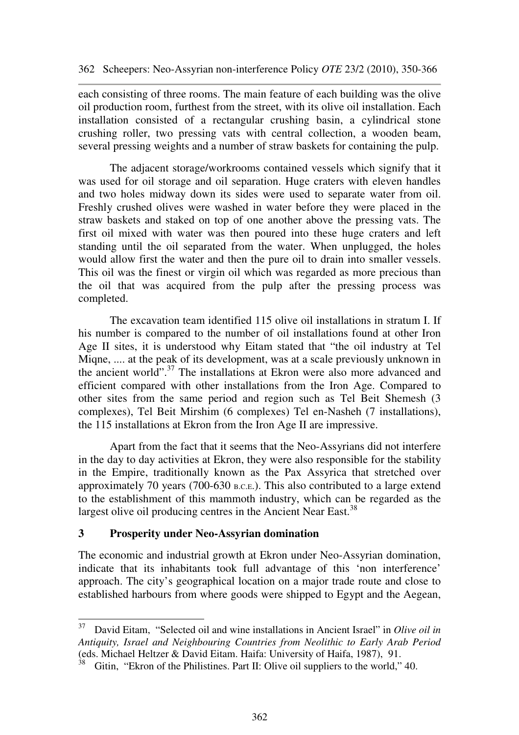each consisting of three rooms. The main feature of each building was the olive oil production room, furthest from the street, with its olive oil installation. Each installation consisted of a rectangular crushing basin, a cylindrical stone crushing roller, two pressing vats with central collection, a wooden beam, several pressing weights and a number of straw baskets for containing the pulp.

The adjacent storage/workrooms contained vessels which signify that it was used for oil storage and oil separation. Huge craters with eleven handles and two holes midway down its sides were used to separate water from oil. Freshly crushed olives were washed in water before they were placed in the straw baskets and staked on top of one another above the pressing vats. The first oil mixed with water was then poured into these huge craters and left standing until the oil separated from the water. When unplugged, the holes would allow first the water and then the pure oil to drain into smaller vessels. This oil was the finest or virgin oil which was regarded as more precious than the oil that was acquired from the pulp after the pressing process was completed.

The excavation team identified 115 olive oil installations in stratum I. If his number is compared to the number of oil installations found at other Iron Age II sites, it is understood why Eitam stated that "the oil industry at Tel Miqne, .... at the peak of its development, was at a scale previously unknown in the ancient world".[37] The installations at Ekron were also more advanced and efficient compared with other installations from the Iron Age. Compared to other sites from the same period and region such as Tel Beit Shemesh (3 complexes), Tel Beit Mirshim (6 complexes) Tel en-Nasheh (7 installations), the 115 installations at Ekron from the Iron Age II are impressive.

Apart from the fact that it seems that the Neo-Assyrians did not interfere in the day to day activities at Ekron, they were also responsible for the stability in the Empire, traditionally known as the Pax Assyrica that stretched over approximately 70 years (700-630 B.C.E.). This also contributed to a large extend to the establishment of this mammoth industry, which can be regarded as the largest olive oil producing centres in the Ancient Near East.[38]

## 3 Prosperity under Neo-Assyrian domination

The economic and industrial growth at Ekron under Neo-Assyrian domination, indicate that its inhabitants took full advantage of this 'non interference' approach. The city's geographical location on a major trade route and close to established harbours from where goods were shipped to Egypt and the Aegean,

---

[37] David Eitam, "Selected oil and wine installations in Ancient Israel" in *Olive oil in Antiquity, Israel and Neighbouring Countries from Neolithic to Early Arab Period* (eds. Michael Heltzer & David Eitam. Haifa: University of Haifa, 1987), 91.

[38] Gitin, "Ekron of the Philistines. Part II: Olive oil suppliers to the world," 40.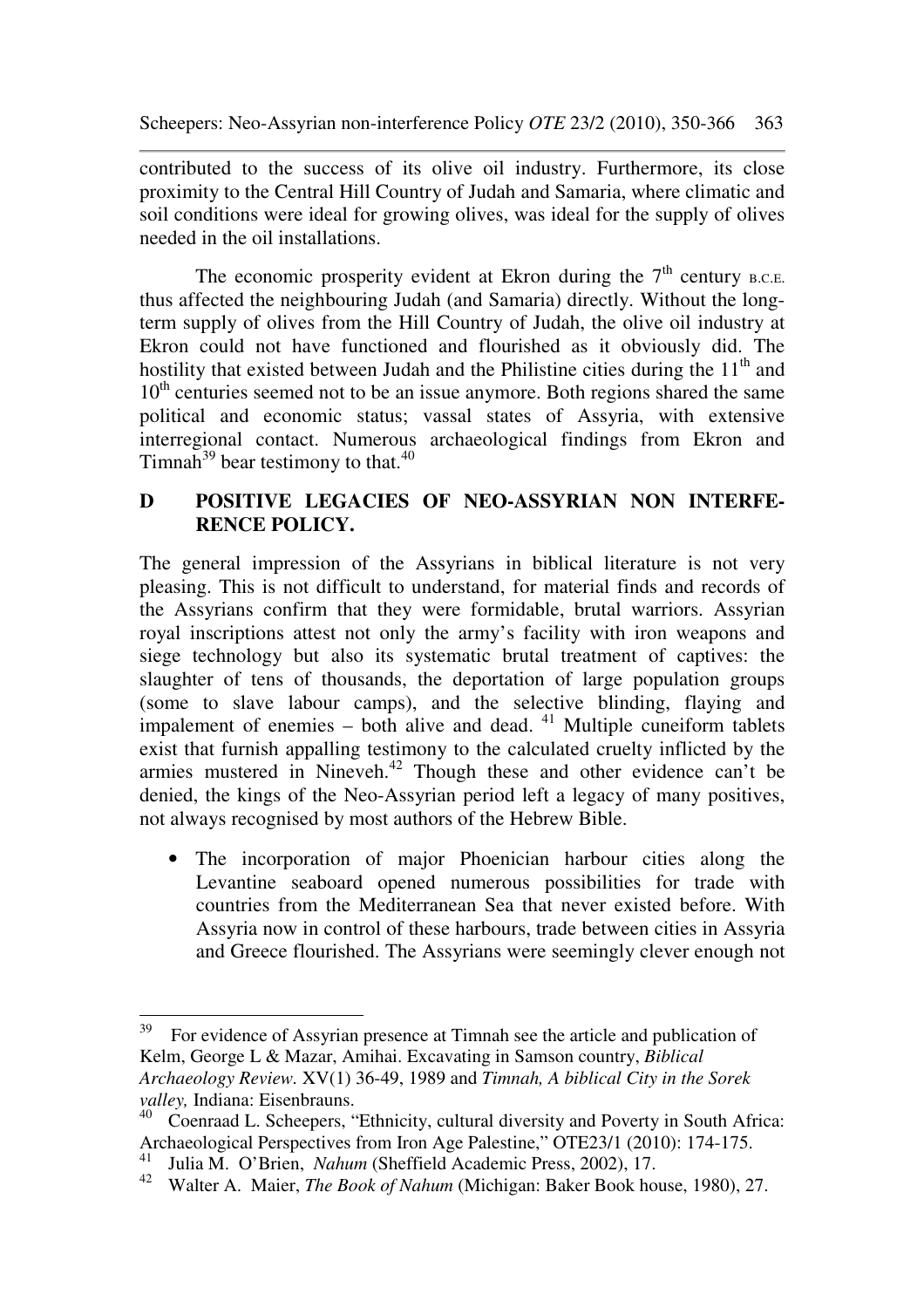contributed to the success of its olive oil industry. Furthermore, its close proximity to the Central Hill Country of Judah and Samaria, where climatic and soil conditions were ideal for growing olives, was ideal for the supply of olives needed in the oil installations.

The economic prosperity evident at Ekron during the 7th century B.C.E. thus affected the neighbouring Judah (and Samaria) directly. Without the long-term supply of olives from the Hill Country of Judah, the olive oil industry at Ekron could not have functioned and flourished as it obviously did. The hostility that existed between Judah and the Philistine cities during the 11th and 10th centuries seemed not to be an issue anymore. Both regions shared the same political and economic status; vassal states of Assyria, with extensive interregional contact. Numerous archaeological findings from Ekron and Timnah[39] bear testimony to that.[40]

## D POSITIVE LEGACIES OF NEO-ASSYRIAN NON INTERFERENCE POLICY.

The general impression of the Assyrians in biblical literature is not very pleasing. This is not difficult to understand, for material finds and records of the Assyrians confirm that they were formidable, brutal warriors. Assyrian royal inscriptions attest not only the army's facility with iron weapons and siege technology but also its systematic brutal treatment of captives: the slaughter of tens of thousands, the deportation of large population groups (some to slave labour camps), and the selective blinding, flaying and impalement of enemies – both alive and dead.[41] Multiple cuneiform tablets exist that furnish appalling testimony to the calculated cruelty inflicted by the armies mustered in Nineveh.[42] Though these and other evidence can't be denied, the kings of the Neo-Assyrian period left a legacy of many positives, not always recognised by most authors of the Hebrew Bible.

- The incorporation of major Phoenician harbour cities along the Levantine seaboard opened numerous possibilities for trade with countries from the Mediterranean Sea that never existed before. With Assyria now in control of these harbours, trade between cities in Assyria and Greece flourished. The Assyrians were seemingly clever enough not

---

[39] For evidence of Assyrian presence at Timnah see the article and publication of Kelm, George L & Mazar, Amihai. Excavating in Samson country, *Biblical Archaeology Review*. XV(1) 36-49, 1989 and *Timnah, A biblical City in the Sorek valley,* Indiana: Eisenbrauns.

[40] Coenraad L. Scheepers, "Ethnicity, cultural diversity and Poverty in South Africa: Archaeological Perspectives from Iron Age Palestine," OTE23/1 (2010): 174-175.

[41] Julia M. O'Brien, *Nahum* (Sheffield Academic Press, 2002), 17.

[42] Walter A. Maier, *The Book of Nahum* (Michigan: Baker Book house, 1980), 27.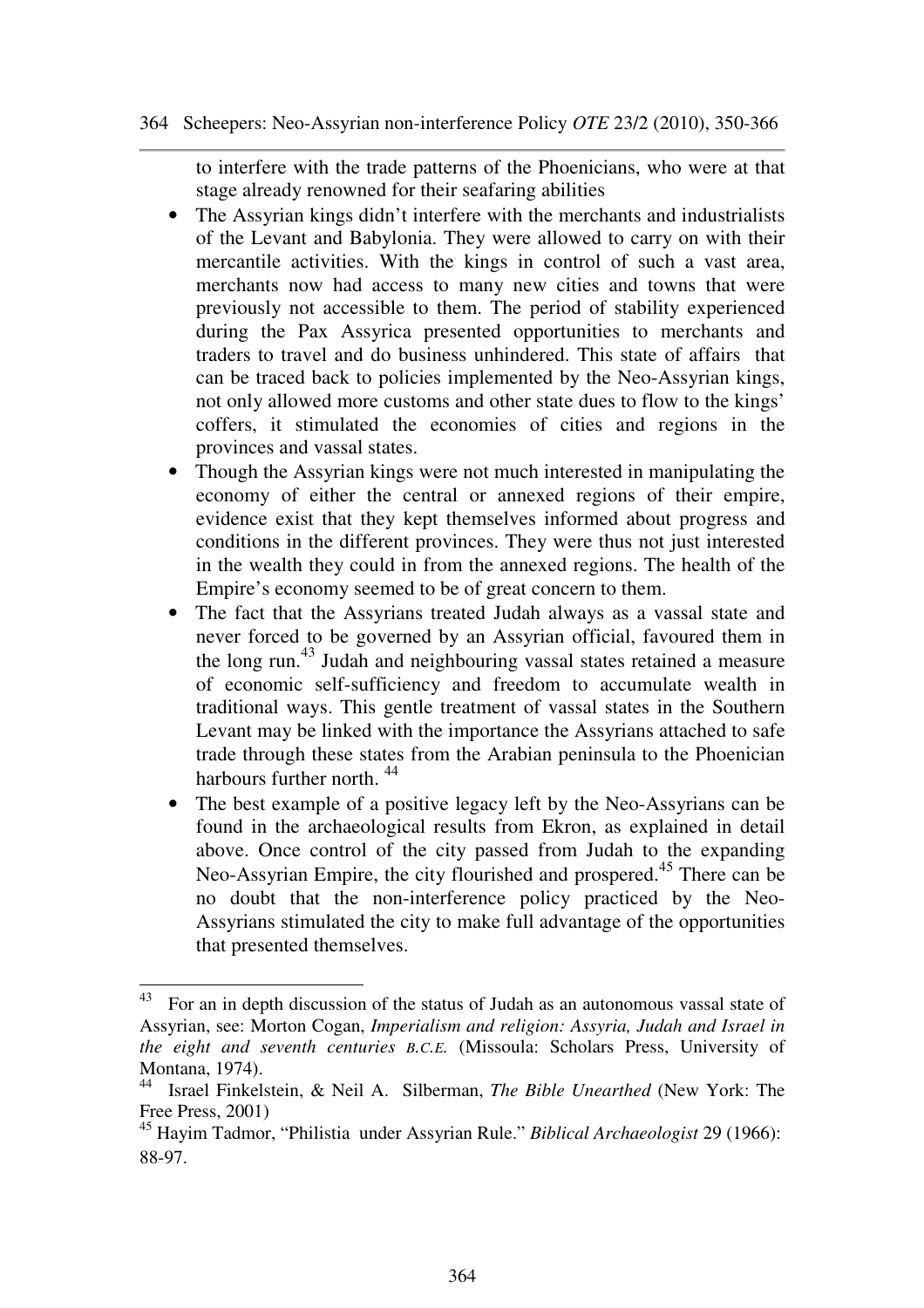to interfere with the trade patterns of the Phoenicians, who were at that stage already renowned for their seafaring abilities

- The Assyrian kings didn't interfere with the merchants and industrialists of the Levant and Babylonia. They were allowed to carry on with their mercantile activities. With the kings in control of such a vast area, merchants now had access to many new cities and towns that were previously not accessible to them. The period of stability experienced during the Pax Assyrica presented opportunities to merchants and traders to travel and do business unhindered. This state of affairs that can be traced back to policies implemented by the Neo-Assyrian kings, not only allowed more customs and other state dues to flow to the kings' coffers, it stimulated the economies of cities and regions in the provinces and vassal states.
- Though the Assyrian kings were not much interested in manipulating the economy of either the central or annexed regions of their empire, evidence exist that they kept themselves informed about progress and conditions in the different provinces. They were thus not just interested in the wealth they could in from the annexed regions. The health of the Empire's economy seemed to be of great concern to them.
- The fact that the Assyrians treated Judah always as a vassal state and never forced to be governed by an Assyrian official, favoured them in the long run.[43] Judah and neighbouring vassal states retained a measure of economic self-sufficiency and freedom to accumulate wealth in traditional ways. This gentle treatment of vassal states in the Southern Levant may be linked with the importance the Assyrians attached to safe trade through these states from the Arabian peninsula to the Phoenician harbours further north. [44]
- The best example of a positive legacy left by the Neo-Assyrians can be found in the archaeological results from Ekron, as explained in detail above. Once control of the city passed from Judah to the expanding Neo-Assyrian Empire, the city flourished and prospered.[45] There can be no doubt that the non-interference policy practiced by the Neo-Assyrians stimulated the city to make full advantage of the opportunities that presented themselves.

---

[43] For an in depth discussion of the status of Judah as an autonomous vassal state of Assyrian, see: Morton Cogan, *Imperialism and religion: Assyria, Judah and Israel in the eight and seventh centuries B.C.E.* (Missoula: Scholars Press, University of Montana, 1974).

[44] Israel Finkelstein, & Neil A. Silberman, *The Bible Unearthed* (New York: The Free Press, 2001)

[45] Hayim Tadmor, "Philistia under Assyrian Rule." *Biblical Archaeologist* 29 (1966): 88-97.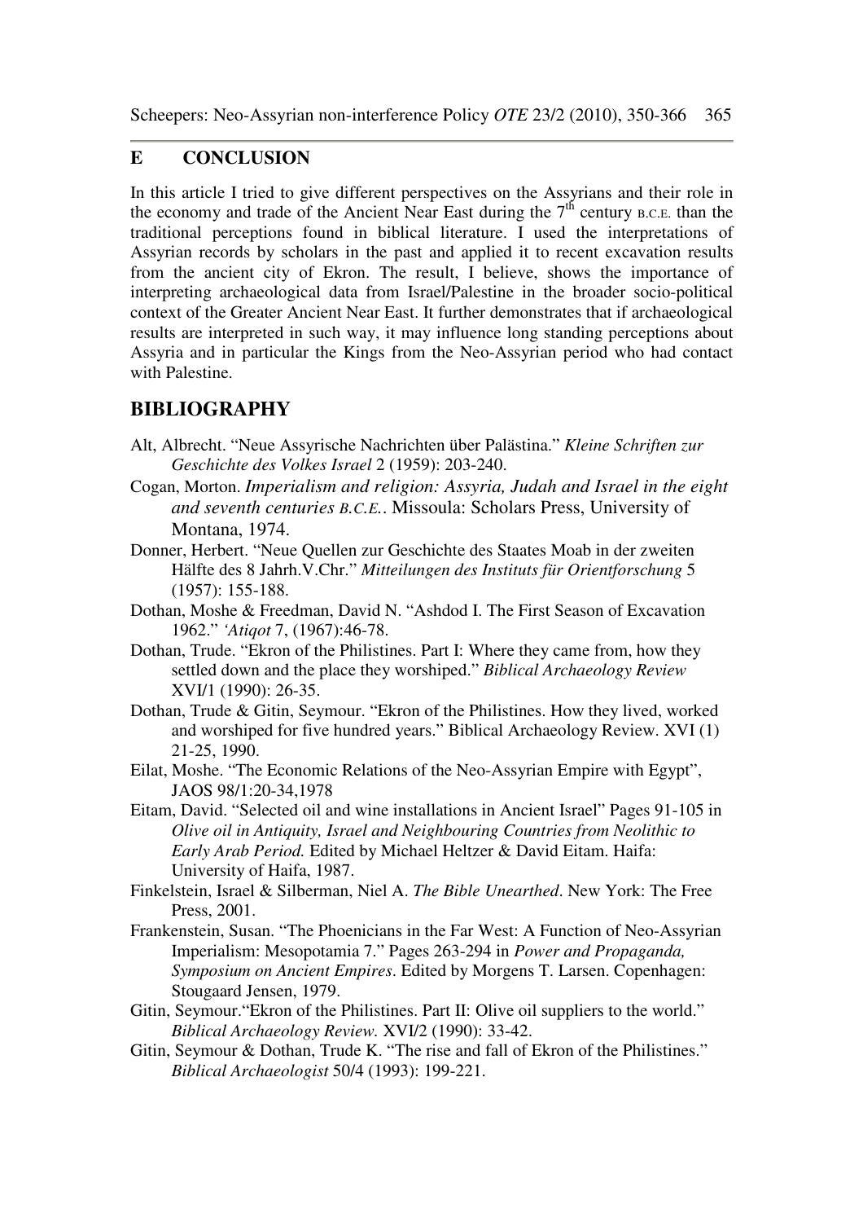## E CONCLUSION

In this article I tried to give different perspectives on the Assyrians and their role in the economy and trade of the Ancient Near East during the 7th century B.C.E. than the traditional perceptions found in biblical literature. I used the interpretations of Assyrian records by scholars in the past and applied it to recent excavation results from the ancient city of Ekron. The result, I believe, shows the importance of interpreting archaeological data from Israel/Palestine in the broader socio-political context of the Greater Ancient Near East. It further demonstrates that if archaeological results are interpreted in such way, it may influence long standing perceptions about Assyria and in particular the Kings from the Neo-Assyrian period who had contact with Palestine.

## BIBLIOGRAPHY

Alt, Albrecht. "Neue Assyrische Nachrichten über Palästina." *Kleine Schriften zur Geschichte des Volkes Israel* 2 (1959): 203-240.

Cogan, Morton. *Imperialism and religion: Assyria, Judah and Israel in the eight and seventh centuries B.C.E.*. Missoula: Scholars Press, University of Montana, 1974.

Donner, Herbert. "Neue Quellen zur Geschichte des Staates Moab in der zweiten Hälfte des 8 Jahrh.V.Chr." *Mitteilungen des Instituts für Orientforschung* 5 (1957): 155-188.

Dothan, Moshe & Freedman, David N. "Ashdod I. The First Season of Excavation 1962." *'Atiqot* 7, (1967):46-78.

Dothan, Trude. "Ekron of the Philistines. Part I: Where they came from, how they settled down and the place they worshiped." *Biblical Archaeology Review* XVI/1 (1990): 26-35.

Dothan, Trude & Gitin, Seymour. "Ekron of the Philistines. How they lived, worked and worshiped for five hundred years." Biblical Archaeology Review. XVI (1) 21-25, 1990.

Eilat, Moshe. "The Economic Relations of the Neo-Assyrian Empire with Egypt", JAOS 98/1:20-34,1978

Eitam, David. "Selected oil and wine installations in Ancient Israel" Pages 91-105 in *Olive oil in Antiquity, Israel and Neighbouring Countries from Neolithic to Early Arab Period.* Edited by Michael Heltzer & David Eitam. Haifa: University of Haifa, 1987.

Finkelstein, Israel & Silberman, Niel A. *The Bible Unearthed*. New York: The Free Press, 2001.

Frankenstein, Susan. "The Phoenicians in the Far West: A Function of Neo-Assyrian Imperialism: Mesopotamia 7." Pages 263-294 in *Power and Propaganda, Symposium on Ancient Empires*. Edited by Morgens T. Larsen. Copenhagen: Stougaard Jensen, 1979.

Gitin, Seymour."Ekron of the Philistines. Part II: Olive oil suppliers to the world." *Biblical Archaeology Review.* XVI/2 (1990): 33-42.

Gitin, Seymour & Dothan, Trude K. "The rise and fall of Ekron of the Philistines." *Biblical Archaeologist* 50/4 (1993): 199-221.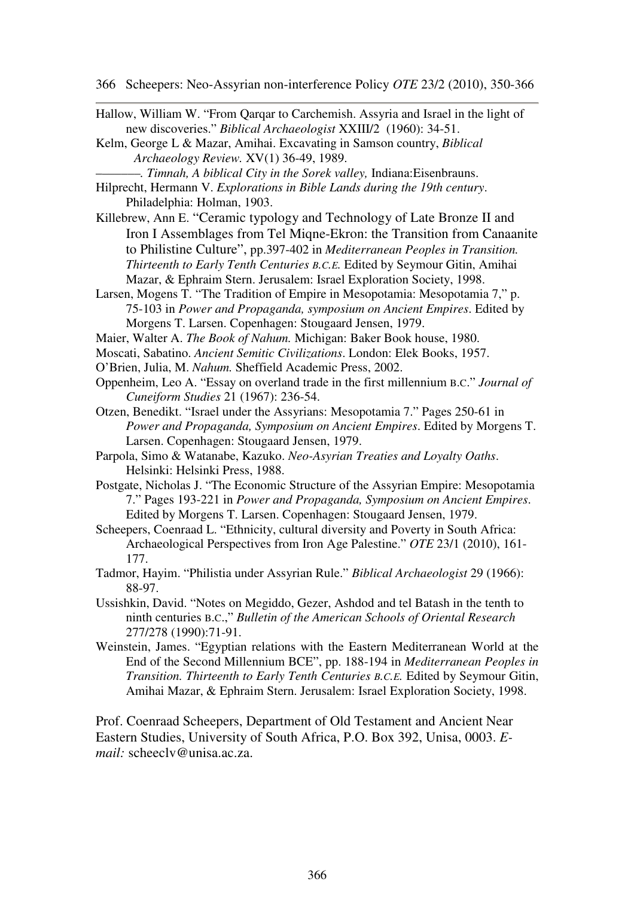Hallow, William W. "From Qarqar to Carchemish. Assyria and Israel in the light of new discoveries." *Biblical Archaeologist* XXIII/2 (1960): 34-51.

Kelm, George L & Mazar, Amihai. Excavating in Samson country, *Biblical Archaeology Review*. XV(1) 36-49, 1989.

———. *Timnah, A biblical City in the Sorek valley,* Indiana:Eisenbrauns.

Hilprecht, Hermann V. *Explorations in Bible Lands during the 19th century*. Philadelphia: Holman, 1903.

Killebrew, Ann E. "Ceramic typology and Technology of Late Bronze II and Iron I Assemblages from Tel Miqne-Ekron: the Transition from Canaanite to Philistine Culture", pp.397-402 in *Mediterranean Peoples in Transition. Thirteenth to Early Tenth Centuries B.C.E.* Edited by Seymour Gitin, Amihai Mazar, & Ephraim Stern. Jerusalem: Israel Exploration Society, 1998.

Larsen, Mogens T. "The Tradition of Empire in Mesopotamia: Mesopotamia 7," p. 75-103 in *Power and Propaganda, symposium on Ancient Empires*. Edited by Morgens T. Larsen. Copenhagen: Stougaard Jensen, 1979.

Maier, Walter A. *The Book of Nahum.* Michigan: Baker Book house, 1980.

Moscati, Sabatino. *Ancient Semitic Civilizations*. London: Elek Books, 1957.

O'Brien, Julia, M. *Nahum.* Sheffield Academic Press, 2002.

Oppenheim, Leo A. "Essay on overland trade in the first millennium B.C." *Journal of Cuneiform Studies* 21 (1967): 236-54.

Otzen, Benedikt. "Israel under the Assyrians: Mesopotamia 7." Pages 250-61 in *Power and Propaganda, Symposium on Ancient Empires*. Edited by Morgens T. Larsen. Copenhagen: Stougaard Jensen, 1979.

Parpola, Simo & Watanabe, Kazuko. *Neo-Asyrian Treaties and Loyalty Oaths*. Helsinki: Helsinki Press, 1988.

Postgate, Nicholas J. "The Economic Structure of the Assyrian Empire: Mesopotamia 7." Pages 193-221 in *Power and Propaganda, Symposium on Ancient Empires*. Edited by Morgens T. Larsen. Copenhagen: Stougaard Jensen, 1979.

Scheepers, Coenraad L. "Ethnicity, cultural diversity and Poverty in South Africa: Archaeological Perspectives from Iron Age Palestine." *OTE* 23/1 (2010), 161-177.

Tadmor, Hayim. "Philistia under Assyrian Rule." *Biblical Archaeologist* 29 (1966): 88-97.

Ussishkin, David. "Notes on Megiddo, Gezer, Ashdod and tel Batash in the tenth to ninth centuries B.C.," *Bulletin of the American Schools of Oriental Research* 277/278 (1990):71-91.

Weinstein, James. "Egyptian relations with the Eastern Mediterranean World at the End of the Second Millennium BCE", pp. 188-194 in *Mediterranean Peoples in Transition. Thirteenth to Early Tenth Centuries B.C.E.* Edited by Seymour Gitin, Amihai Mazar, & Ephraim Stern. Jerusalem: Israel Exploration Society, 1998.

Prof. Coenraad Scheepers, Department of Old Testament and Ancient Near Eastern Studies, University of South Africa, P.O. Box 392, Unisa, 0003. *E-mail:* scheeclv@unisa.ac.za.